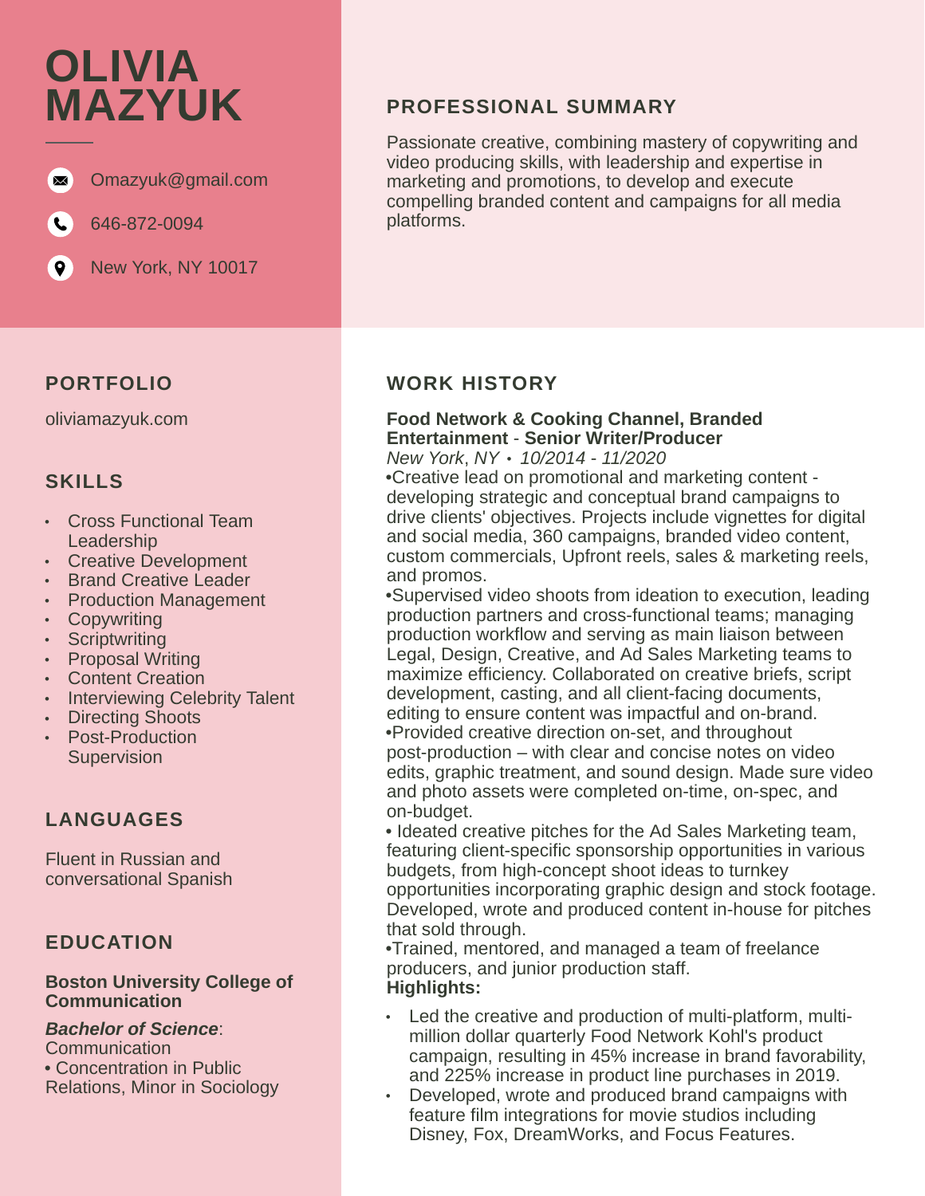# OLIVIA MAZYUK

Omazyuk@gmail.com

646-872-0094

New York, NY 10017

## PROFESSIONAL SUMMARY

Passionate creative, combining mastery of copywriting and video producing skills, with leadership and expertise in marketing and promotions, to develop and execute compelling branded content and campaigns for all media platforms.

## PORTFOLIO

oliviamazyuk.com

## SKILLS

- Cross Functional Team Leadership
- Creative Development
- Brand Creative Leader
- Production Management
- Copywriting
- Scriptwriting
- Proposal Writing
- Content Creation
- Interviewing Celebrity Talent
- Directing Shoots
- Post-Production Supervision

## LANGUAGES

Fluent in Russian and conversational Spanish

## EDUCATION

**Boston University College of Communication**

***Bachelor of Science***: Communication
• Concentration in Public Relations, Minor in Sociology

## WORK HISTORY

**Food Network & Cooking Channel, Branded Entertainment** - **Senior Writer/Producer**
*New York, NY • 10/2014 - 11/2020*

•Creative lead on promotional and marketing content - developing strategic and conceptual brand campaigns to drive clients' objectives. Projects include vignettes for digital and social media, 360 campaigns, branded video content, custom commercials, Upfront reels, sales & marketing reels, and promos.

•Supervised video shoots from ideation to execution, leading production partners and cross-functional teams; managing production workflow and serving as main liaison between Legal, Design, Creative, and Ad Sales Marketing teams to maximize efficiency. Collaborated on creative briefs, script development, casting, and all client-facing documents, editing to ensure content was impactful and on-brand.

•Provided creative direction on-set, and throughout post-production – with clear and concise notes on video edits, graphic treatment, and sound design. Made sure video and photo assets were completed on-time, on-spec, and on-budget.

• Ideated creative pitches for the Ad Sales Marketing team, featuring client-specific sponsorship opportunities in various budgets, from high-concept shoot ideas to turnkey opportunities incorporating graphic design and stock footage. Developed, wrote and produced content in-house for pitches that sold through.

•Trained, mentored, and managed a team of freelance producers, and junior production staff.

**Highlights:**

- Led the creative and production of multi-platform, multi-million dollar quarterly Food Network Kohl's product campaign, resulting in 45% increase in brand favorability, and 225% increase in product line purchases in 2019.
- Developed, wrote and produced brand campaigns with feature film integrations for movie studios including Disney, Fox, DreamWorks, and Focus Features.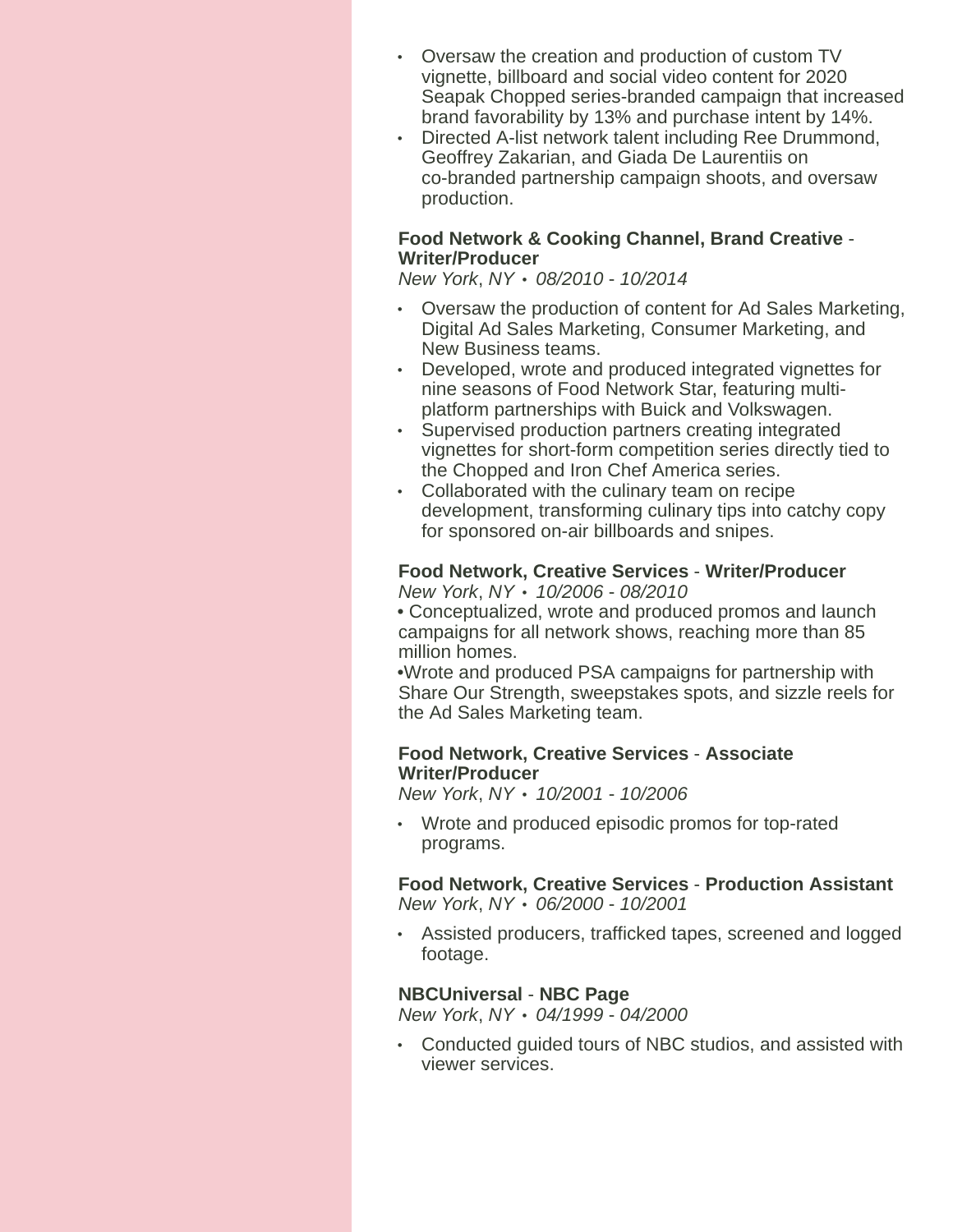- Oversaw the creation and production of custom TV vignette, billboard and social video content for 2020 Seapak Chopped series-branded campaign that increased brand favorability by 13% and purchase intent by 14%.
- Directed A-list network talent including Ree Drummond, Geoffrey Zakarian, and Giada De Laurentiis on co-branded partnership campaign shoots, and oversaw production.

**Food Network & Cooking Channel, Brand Creative** - **Writer/Producer**
*New York*, *NY* • *08/2010 - 10/2014*

- Oversaw the production of content for Ad Sales Marketing, Digital Ad Sales Marketing, Consumer Marketing, and New Business teams.
- Developed, wrote and produced integrated vignettes for nine seasons of Food Network Star, featuring multi-platform partnerships with Buick and Volkswagen.
- Supervised production partners creating integrated vignettes for short-form competition series directly tied to the Chopped and Iron Chef America series.
- Collaborated with the culinary team on recipe development, transforming culinary tips into catchy copy for sponsored on-air billboards and snipes.

**Food Network, Creative Services** - **Writer/Producer**
*New York*, *NY* • *10/2006 - 08/2010*
• Conceptualized, wrote and produced promos and launch campaigns for all network shows, reaching more than 85 million homes.
•Wrote and produced PSA campaigns for partnership with Share Our Strength, sweepstakes spots, and sizzle reels for the Ad Sales Marketing team.

**Food Network, Creative Services** - **Associate Writer/Producer**
*New York*, *NY* • *10/2001 - 10/2006*

- Wrote and produced episodic promos for top-rated programs.

**Food Network, Creative Services** - **Production Assistant**
*New York*, *NY* • *06/2000 - 10/2001*

- Assisted producers, trafficked tapes, screened and logged footage.

**NBCUniversal** - **NBC Page**
*New York*, *NY* • *04/1999 - 04/2000*

- Conducted guided tours of NBC studios, and assisted with viewer services.